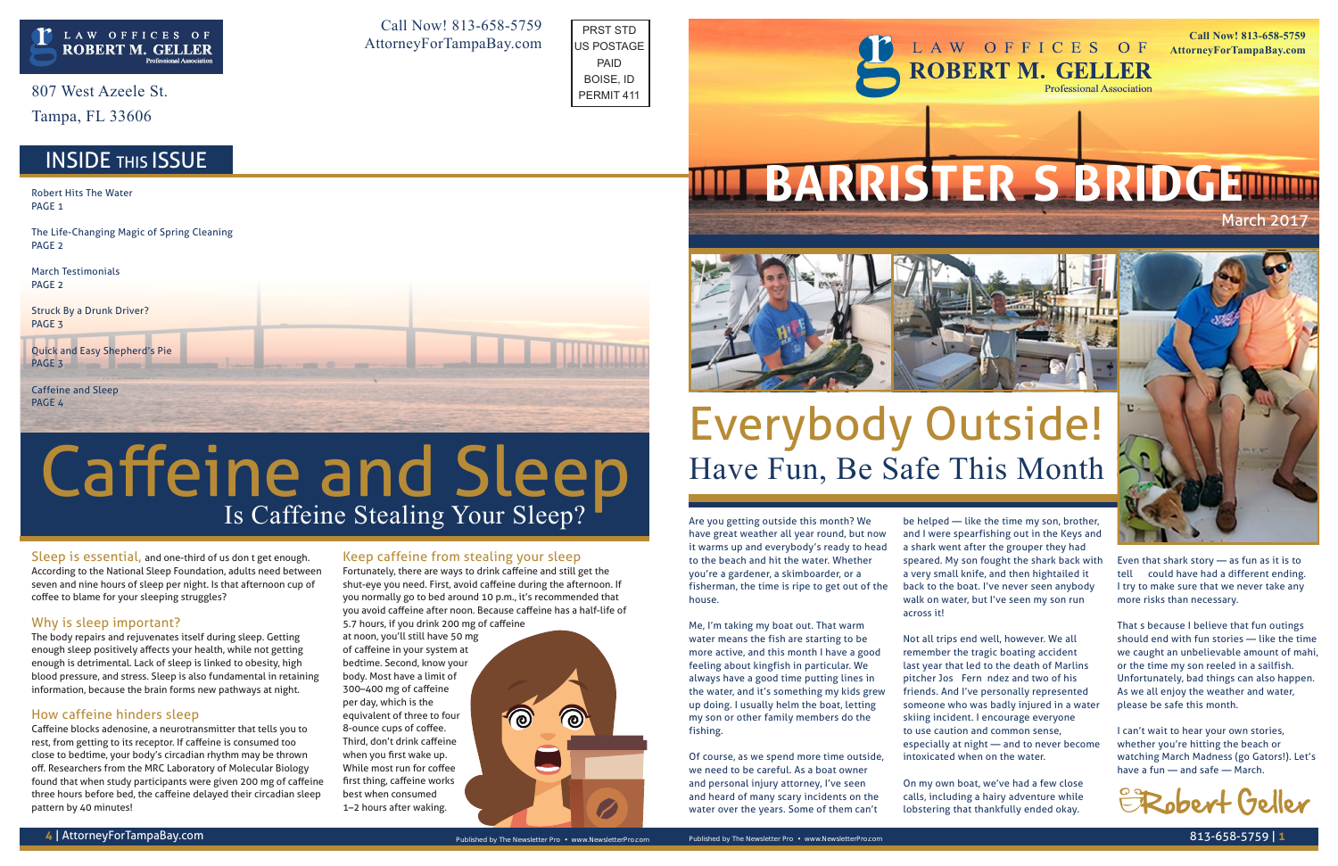LAW OFFICES OF ROBERT M. GELLER
Professional Association

807 West Azeele St.
Tampa, FL 33606

Call Now! 813-658-5759
AttorneyForTampaBay.com

PRST STD
US POSTAGE
PAID
BOISE, ID
PERMIT 411

## INSIDE THIS ISSUE

Robert Hits The Water
PAGE 1

The Life-Changing Magic of Spring Cleaning
PAGE 2

March Testimonials
PAGE 2

Struck By a Drunk Driver?
PAGE 3

Quick and Easy Shepherd's Pie
PAGE 3

Caffeine and Sleep
PAGE 4

# Caffeine and Sleep

## Is Caffeine Stealing Your Sleep?

**Sleep is essential,** and one-third of us don t get enough. According to the National Sleep Foundation, adults need between seven and nine hours of sleep per night. Is that afternoon cup of coffee to blame for your sleeping struggles?

### Why is sleep important?

The body repairs and rejuvenates itself during sleep. Getting enough sleep positively affects your health, while not getting enough is detrimental. Lack of sleep is linked to obesity, high blood pressure, and stress. Sleep is also fundamental in retaining information, because the brain forms new pathways at night.

### How caffeine hinders sleep

Caffeine blocks adenosine, a neurotransmitter that tells you to rest, from getting to its receptor. If caffeine is consumed too close to bedtime, your body's circadian rhythm may be thrown off. Researchers from the MRC Laboratory of Molecular Biology found that when study participants were given 200 mg of caffeine three hours before bed, the caffeine delayed their circadian sleep pattern by 40 minutes!

### Keep caffeine from stealing your sleep

Fortunately, there are ways to drink caffeine and still get the shut-eye you need. First, avoid caffeine during the afternoon. If you normally go to bed around 10 p.m., it's recommended that you avoid caffeine after noon. Because caffeine has a half-life of 5.7 hours, if you drink 200 mg of caffeine at noon, you'll still have 50 mg of caffeine in your system at bedtime. Second, know your body. Most have a limit of 300–400 mg of caffeine per day, which is the equivalent of three to four 8-ounce cups of coffee. Third, don't drink caffeine when you first wake up. While most run for coffee first thing, caffeine works best when consumed 1–2 hours after waking.

Call Now! 813-658-5759
AttorneyForTampaBay.com

LAW OFFICES OF ROBERT M. GELLER
Professional Association

# BARRISTER S BRIDGE

March 2017

# Everybody Outside!

## Have Fun, Be Safe This Month

Are you getting outside this month? We have great weather all year round, but now it warms up and everybody's ready to head to the beach and hit the water. Whether you're a gardener, a skimboarder, or a fisherman, the time is ripe to get out of the house.

Me, I'm taking my boat out. That warm water means the fish are starting to be more active, and this month I have a good feeling about kingfish in particular. We always have a good time putting lines in the water, and it's something my kids grew up doing. I usually helm the boat, letting my son or other family members do the fishing.

Of course, as we spend more time outside, we need to be careful. As a boat owner and personal injury attorney, I've seen and heard of many scary incidents on the water over the years. Some of them can't be helped — like the time my son, brother, and I were spearfishing out in the Keys and a shark went after the grouper they had speared. My son fought the shark back with a very small knife, and then hightailed it back to the boat. I've never seen anybody walk on water, but I've seen my son run across it!

Not all trips end well, however. We all remember the tragic boating accident last year that led to the death of Marlins pitcher Jos Fern ndez and two of his friends. And I've personally represented someone who was badly injured in a water skiing incident. I encourage everyone to use caution and common sense, especially at night — and to never become intoxicated when on the water.

On my own boat, we've had a few close calls, including a hairy adventure while lobstering that thankfully ended okay. Even that shark story — as fun as it is to tell could have had a different ending. I try to make sure that we never take any more risks than necessary.

That s because I believe that fun outings should end with fun stories — like the time we caught an unbelievable amount of mahi, or the time my son reeled in a sailfish. Unfortunately, bad things can also happen. As we all enjoy the weather and water, please be safe this month.

I can't wait to hear your own stories, whether you're hitting the beach or watching March Madness (go Gators!). Let's have a fun — and safe — March.

Robert Geller

Published by The Newsletter Pro • www.NewsletterPro.com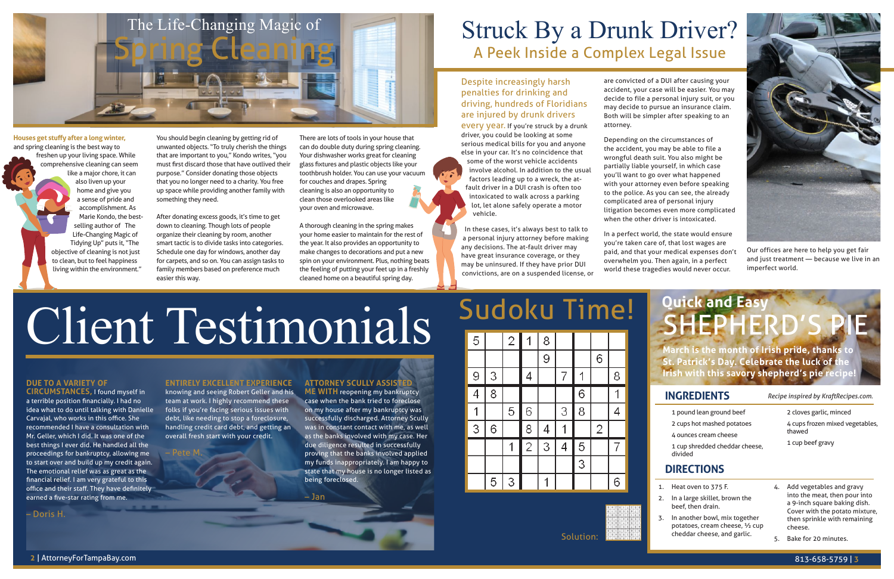# The Life-Changing Magic of Spring Cleaning

**Houses get stuffy after a long winter,** and spring cleaning is the best way to freshen up your living space. While comprehensive cleaning can seem like a major chore, it can also liven up your home and give you a sense of pride and accomplishment. As Marie Kondo, the best-selling author of "The Life-Changing Magic of Tidying Up" puts it, "The objective of cleaning is not just to clean, but to feel happiness living within the environment."

You should begin cleaning by getting rid of unwanted objects. "To truly cherish the things that are important to you," Kondo writes, "you must first discard those that have outlived their purpose." Consider donating those objects that you no longer need to a charity. You free up space while providing another family with something they need.

After donating excess goods, it's time to get down to cleaning. Though lots of people organize their cleaning by room, another smart tactic is to divide tasks into categories. Schedule one day for windows, another day for carpets, and so on. You can assign tasks to family members based on preference much easier this way.

There are lots of tools in your house that can do double duty during spring cleaning. Your dishwasher works great for cleaning glass fixtures and plastic objects like your toothbrush holder. You can use your vacuum for couches and drapes. Spring cleaning is also an opportunity to clean those overlooked areas like your oven and microwave.

A thorough cleaning in the spring makes your home easier to maintain for the rest of the year. It also provides an opportunity to make changes to decorations and put a new spin on your environment. Plus, nothing beats the feeling of putting your feet up in a freshly cleaned home on a beautiful spring day.

# Struck By a Drunk Driver?

## A Peek Inside a Complex Legal Issue

Despite increasingly harsh penalties for drinking and driving, hundreds of Floridians are injured by drunk drivers every year. If you're struck by a drunk driver, you could be looking at some serious medical bills for you and anyone else in your car. It's no coincidence that some of the worst vehicle accidents involve alcohol. In addition to the usual factors leading up to a wreck, the at-fault driver in a DUI crash is often too intoxicated to walk across a parking lot, let alone safely operate a motor vehicle.

In these cases, it's always best to talk to a personal injury attorney before making any decisions. The at-fault driver may have great insurance coverage, or they may be uninsured. If they have prior DUI convictions, are on a suspended license, or are convicted of a DUI after causing your accident, your case will be easier. You may decide to file a personal injury suit, or you may decide to pursue an insurance claim. Both will be simpler after speaking to an attorney.

Depending on the circumstances of the accident, you may be able to file a wrongful death suit. You also might be partially liable yourself, in which case you'll want to go over what happened with your attorney even before speaking to the police. As you can see, the already complicated area of personal injury litigation becomes even more complicated when the other driver is intoxicated.

In a perfect world, the state would ensure you're taken care of, that lost wages are paid, and that your medical expenses don't overwhelm you. Then again, in a perfect world these tragedies would never occur.

Our offices are here to help you get fair and just treatment — because we live in an imperfect world.

# Client Testimonials

**DUE TO A VARIETY OF CIRCUMSTANCES,** I found myself in a terrible position financially. I had no idea what to do until talking with Danielle Carvajal, who works in this office. She recommended I have a consultation with Mr. Geller, which I did. It was one of the best things I ever did. He handled all the proceedings for bankruptcy, allowing me to start over and build up my credit again. The emotional relief was as great as the financial relief. I am very grateful to this office and their staff. They have definitely earned a five-star rating from me.

– Doris H.

**ENTIRELY EXCELLENT EXPERIENCE** knowing and seeing Robert Geller and his team at work. I highly recommend these folks if you're facing serious issues with debt, like needing to stop a foreclosure, handling credit card debt, and getting an overall fresh start with your credit.

– Pete M.

**ATTORNEY SCULLY ASSISTED ME WITH** reopening my bankruptcy case when the bank tried to foreclose on my house after my bankruptcy was successfully discharged. Attorney Scully was in constant contact with me, as well as the banks involved with my case. Her due diligence resulted in successfully proving that the banks involved applied my funds inappropriately. I am happy to state that my house is no longer listed as being foreclosed.

– Jan

# Sudoku Time!

| | | | | | | | | |
|---|---|---|---|---|---|---|---|---|
| 5 | | 2 | 1 | 8 | | | | |
| | | | | 9 | | | 6 | |
| 9 | 3 | | 4 | | 7 | 1 | | 8 |
| 4 | 8 | | | | | 6 | | 1 |
| 1 | | 5 | 6 | | 3 | 8 | | 4 |
| 3 | 6 | | 8 | 4 | 1 | | 2 | |
| | | 1 | 2 | 3 | 4 | 5 | | 7 |
| | | | | | | 3 | | |
| | 5 | 3 | | 1 | | | | 6 |

Solution:

# Quick and Easy SHEPHERD'S PIE

March is the month of Irish pride, thanks to St. Patrick's Day. Celebrate the luck of the Irish with this savory shepherd's pie recipe!

## INGREDIENTS

*Recipe inspired by KraftRecipes.com.*

- 1 pound lean ground beef
- 2 cups hot mashed potatoes
- 4 ounces cream cheese
- 1 cup shredded cheddar cheese, divided
- 2 cloves garlic, minced
- 4 cups frozen mixed vegetables, thawed
- 1 cup beef gravy

## DIRECTIONS

1. Heat oven to 375 F.
2. In a large skillet, brown the beef, then drain.
3. In another bowl, mix together potatoes, cream cheese, ½ cup cheddar cheese, and garlic.
4. Add vegetables and gravy into the meat, then pour into a 9-inch square baking dish. Cover with the potato mixture, then sprinkle with remaining cheese.
5. Bake for 20 minutes.